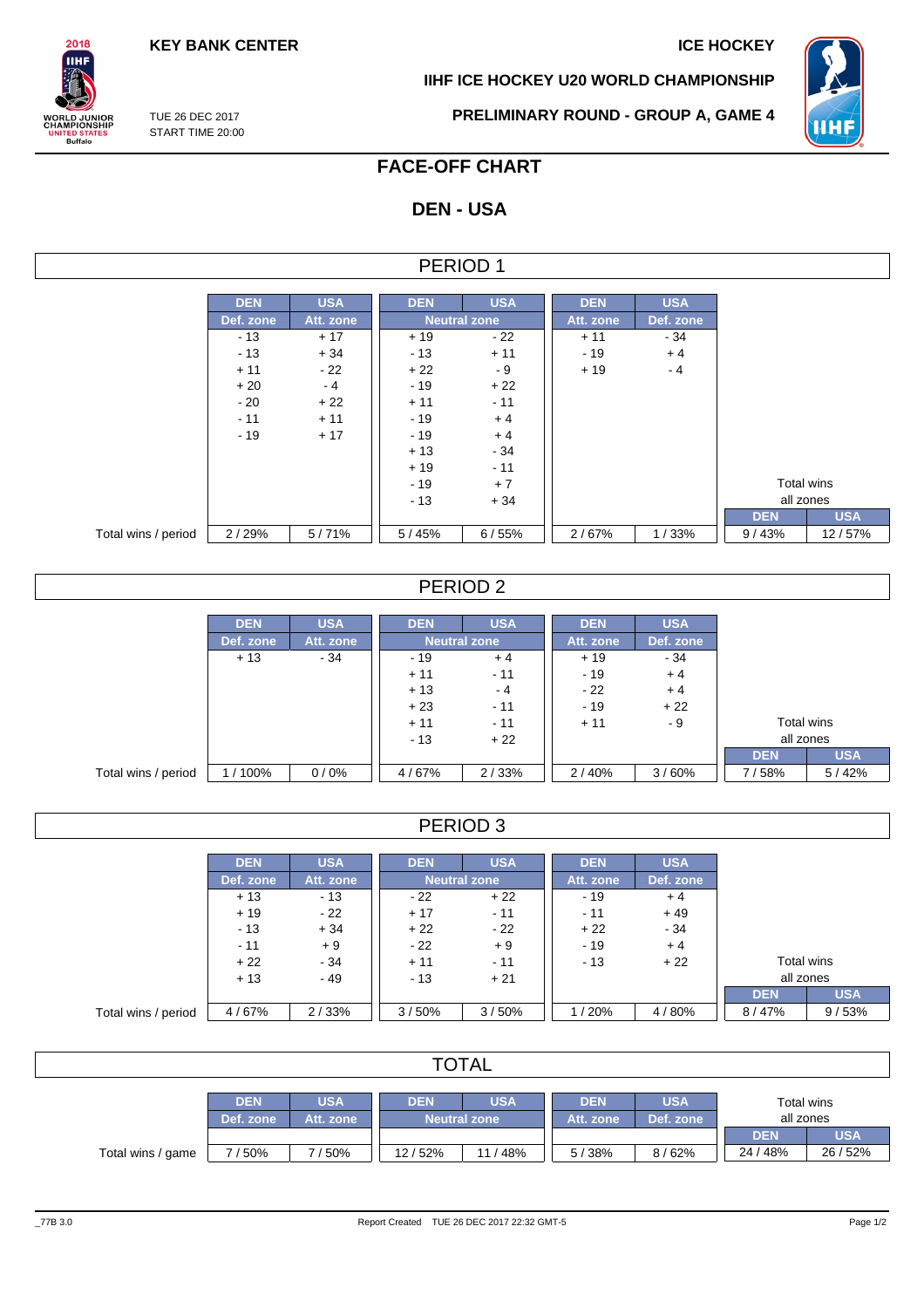KEY BANK CENTER

ICE HOCKEY

IIHF ICE HOCKEY U20 WORLD CHAMPIONSHIP

TUE 26 DEC 2017
START TIME 20:00

PRELIMINARY ROUND - GROUP A, GAME 4

# FACE-OFF CHART

## DEN - USA

### PERIOD 1

| | DEN | USA | DEN | USA | DEN | USA | DEN | USA |
|---|---|---|---|---|---|---|---|---|
| | Def. zone | Att. zone | Neutral zone | | Att. zone | Def. zone | Total wins all zones | |
| | - 13 | + 17 | + 19 | - 22 | + 11 | - 34 | | |
| | - 13 | + 34 | - 13 | + 11 | - 19 | + 4 | | |
| | + 11 | - 22 | + 22 | - 9 | + 19 | - 4 | | |
| | + 20 | - 4 | - 19 | + 22 | | | | |
| | - 20 | + 22 | + 11 | - 11 | | | | |
| | - 11 | + 11 | - 19 | + 4 | | | | |
| | - 19 | + 17 | - 19 | + 4 | | | | |
| | | | + 13 | - 34 | | | | |
| | | | + 19 | - 11 | | | | |
| | | | - 19 | + 7 | | | | |
| | | | - 13 | + 34 | | | | |
| Total wins / period | 2 / 29% | 5 / 71% | 5 / 45% | 6 / 55% | 2 / 67% | 1 / 33% | 9 / 43% | 12 / 57% |

### PERIOD 2

| | DEN | USA | DEN | USA | DEN | USA | DEN | USA |
|---|---|---|---|---|---|---|---|---|
| | Def. zone | Att. zone | Neutral zone | | Att. zone | Def. zone | Total wins all zones | |
| | + 13 | - 34 | - 19 | + 4 | + 19 | - 34 | | |
| | | | + 11 | - 11 | - 19 | + 4 | | |
| | | | + 13 | - 4 | - 22 | + 4 | | |
| | | | + 23 | - 11 | - 19 | + 22 | | |
| | | | + 11 | - 11 | + 11 | - 9 | | |
| | | | - 13 | + 22 | | | | |
| Total wins / period | 1 / 100% | 0 / 0% | 4 / 67% | 2 / 33% | 2 / 40% | 3 / 60% | 7 / 58% | 5 / 42% |

### PERIOD 3

| | DEN | USA | DEN | USA | DEN | USA | DEN | USA |
|---|---|---|---|---|---|---|---|---|
| | Def. zone | Att. zone | Neutral zone | | Att. zone | Def. zone | Total wins all zones | |
| | + 13 | - 13 | - 22 | + 22 | - 19 | + 4 | | |
| | + 19 | - 22 | + 17 | - 11 | - 11 | + 49 | | |
| | - 13 | + 34 | + 22 | - 22 | + 22 | - 34 | | |
| | - 11 | + 9 | - 22 | + 9 | - 19 | + 4 | | |
| | + 22 | - 34 | + 11 | - 11 | - 13 | + 22 | | |
| | + 13 | - 49 | - 13 | + 21 | | | | |
| Total wins / period | 4 / 67% | 2 / 33% | 3 / 50% | 3 / 50% | 1 / 20% | 4 / 80% | 8 / 47% | 9 / 53% |

### TOTAL

| | DEN | USA | DEN | USA | DEN | USA | DEN | USA |
|---|---|---|---|---|---|---|---|---|
| | Def. zone | Att. zone | Neutral zone | | Att. zone | Def. zone | Total wins all zones | |
| Total wins / game | 7 / 50% | 7 / 50% | 12 / 52% | 11 / 48% | 5 / 38% | 8 / 62% | 24 / 48% | 26 / 52% |

_77B 3.0 Report Created TUE 26 DEC 2017 22:32 GMT-5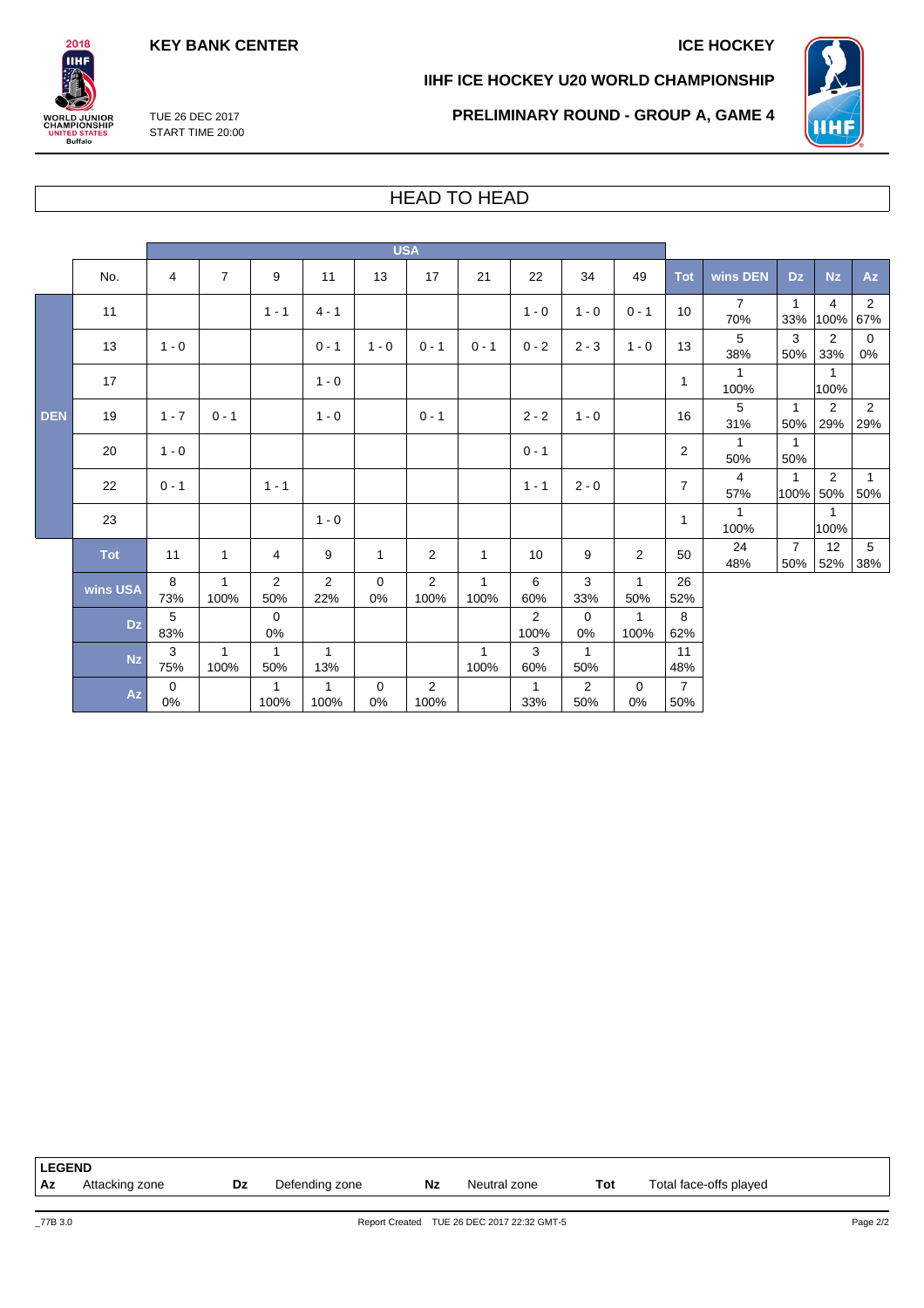KEY BANK CENTER

ICE HOCKEY

IIHF ICE HOCKEY U20 WORLD CHAMPIONSHIP

TUE 26 DEC 2017
START TIME 20:00

PRELIMINARY ROUND - GROUP A, GAME 4

# HEAD TO HEAD

| | No. | USA 4 | 7 | 9 | 11 | 13 | 17 | 21 | 22 | 34 | 49 | Tot | wins DEN | Dz | Nz | Az |
|---|---|---|---|---|---|---|---|---|---|---|---|---|---|---|---|---|
| DEN | 11 | | | 1 - 1 | 4 - 1 | | | | 1 - 0 | 1 - 0 | 0 - 1 | 10 | 7 70% | 1 33% | 4 100% | 2 67% |
| | 13 | 1 - 0 | | | 0 - 1 | 1 - 0 | 0 - 1 | 0 - 1 | 0 - 2 | 2 - 3 | 1 - 0 | 13 | 5 38% | 3 50% | 2 33% | 0 0% |
| | 17 | | | | 1 - 0 | | | | | | | 1 | 1 100% | | 1 100% | |
| | 19 | 1 - 7 | 0 - 1 | | 1 - 0 | | 0 - 1 | | 2 - 2 | 1 - 0 | | 16 | 5 31% | 1 50% | 2 29% | 2 29% |
| | 20 | 1 - 0 | | | | | | | 0 - 1 | | | 2 | 1 50% | 1 50% | | |
| | 22 | 0 - 1 | | 1 - 1 | | | | | 1 - 1 | 2 - 0 | | 7 | 4 57% | 1 100% | 2 50% | 1 50% |
| | 23 | | | | 1 - 0 | | | | | | | 1 | 1 100% | | 1 100% | |
| | Tot | 11 | 1 | 4 | 9 | 1 | 2 | 1 | 10 | 9 | 2 | 50 | 24 48% | 7 50% | 12 52% | 5 38% |
| | wins USA | 8 73% | 1 100% | 2 50% | 2 22% | 0 0% | 2 100% | 1 100% | 6 60% | 3 33% | 1 50% | 26 52% | | | | |
| | Dz | 5 83% | | 0 0% | | | | | 2 100% | 0 0% | 1 100% | 8 62% | | | | |
| | Nz | 3 75% | 1 100% | 1 50% | 1 13% | | | 1 100% | 3 60% | 1 50% | | 11 48% | | | | |
| | Az | 0 0% | | 1 100% | 1 100% | 0 0% | 2 100% | | 1 33% | 2 50% | 0 0% | 7 50% | | | | |

**LEGEND**

| | | | | | | | |
|---|---|---|---|---|---|---|---|
| Az | Attacking zone | Dz | Defending zone | Nz | Neutral zone | Tot | Total face-offs played |

_77B 3.0 Report Created TUE 26 DEC 2017 22:32 GMT-5